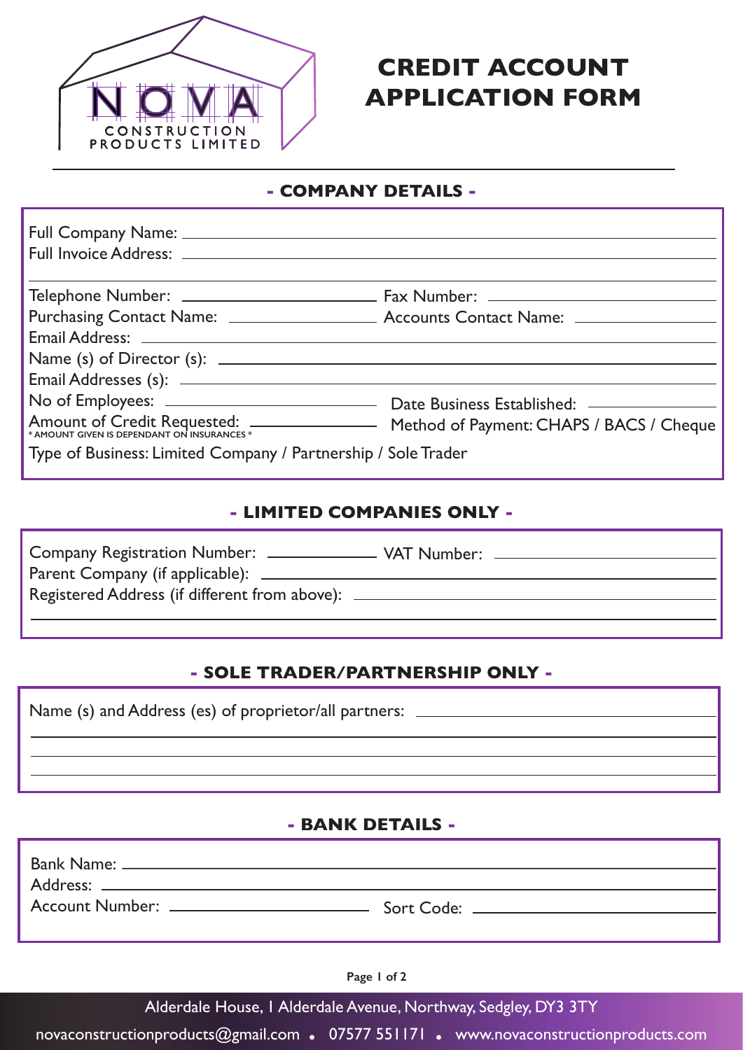NOVA CONSTRUCTION PRODUCTS LIMITED

# CREDIT ACCOUNT APPLICATION FORM

## - COMPANY DETAILS -

Full Company Name: ______________________________

Full Invoice Address: ______________________________

______________________________

Telephone Number: ______________ Fax Number: ______________

Purchasing Contact Name: ______________ Accounts Contact Name: ______________

Email Address: ______________________________

Name (s) of Director (s): ______________________________

Email Addresses (s): ______________________________

No of Employees: ______________ Date Business Established: ______________

Amount of Credit Requested: ______________ Method of Payment: CHAPS / BACS / Cheque

\* AMOUNT GIVEN IS DEPENDANT ON INSURANCES \*

Type of Business: Limited Company / Partnership / Sole Trader

## - LIMITED COMPANIES ONLY -

Company Registration Number: ______________ VAT Number: ______________

Parent Company (if applicable): ______________________________

Registered Address (if different from above): ______________________________

______________________________

## - SOLE TRADER/PARTNERSHIP ONLY -

Name (s) and Address (es) of proprietor/all partners: ______________________________

______________________________

______________________________

______________________________

## - BANK DETAILS -

Bank Name: ______________________________

Address: ______________________________

Account Number: ______________ Sort Code: ______________

Alderdale House, 1 Alderdale Avenue, Northway, Sedgley, DY3 3TY

novaconstructionproducts@gmail.com • 07577 551171 • www.novaconstructionproducts.com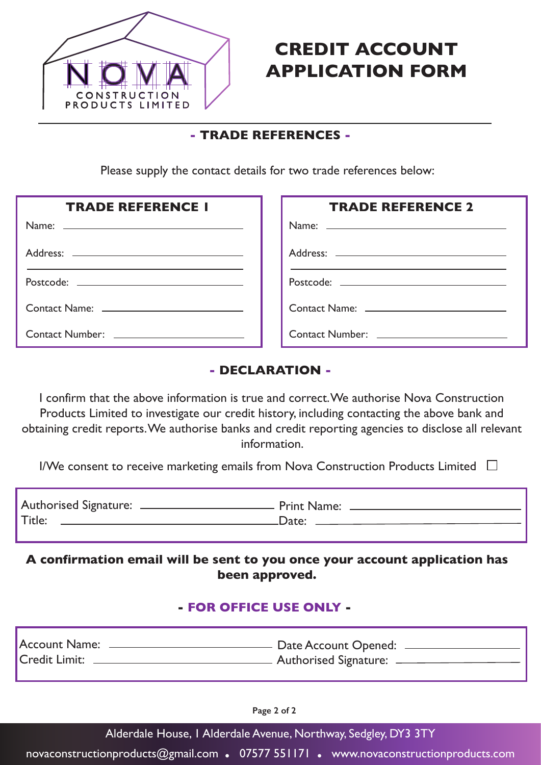NOVA CONSTRUCTION PRODUCTS LIMITED

# CREDIT ACCOUNT APPLICATION FORM

## - TRADE REFERENCES -

Please supply the contact details for two trade references below:

| TRADE REFERENCE 1 | TRADE REFERENCE 2 |
|---|---|
| Name: | Name: |
| Address: | Address: |
| Postcode: | Postcode: |
| Contact Name: | Contact Name: |
| Contact Number: | Contact Number: |

## - DECLARATION -

I confirm that the above information is true and correct. We authorise Nova Construction Products Limited to investigate our credit history, including contacting the above bank and obtaining credit reports. We authorise banks and credit reporting agencies to disclose all relevant information.

I/We consent to receive marketing emails from Nova Construction Products Limited ☐

| | |
|---|---|
| Authorised Signature: | Print Name: |
| Title: | Date: |

**A confirmation email will be sent to you once your account application has been approved.**

## - FOR OFFICE USE ONLY -

| | |
|---|---|
| Account Name: | Date Account Opened: |
| Credit Limit: | Authorised Signature: |

Alderdale House, 1 Alderdale Avenue, Northway, Sedgley, DY3 3TY

novaconstructionproducts@gmail.com • 07577 551171 • www.novaconstructionproducts.com